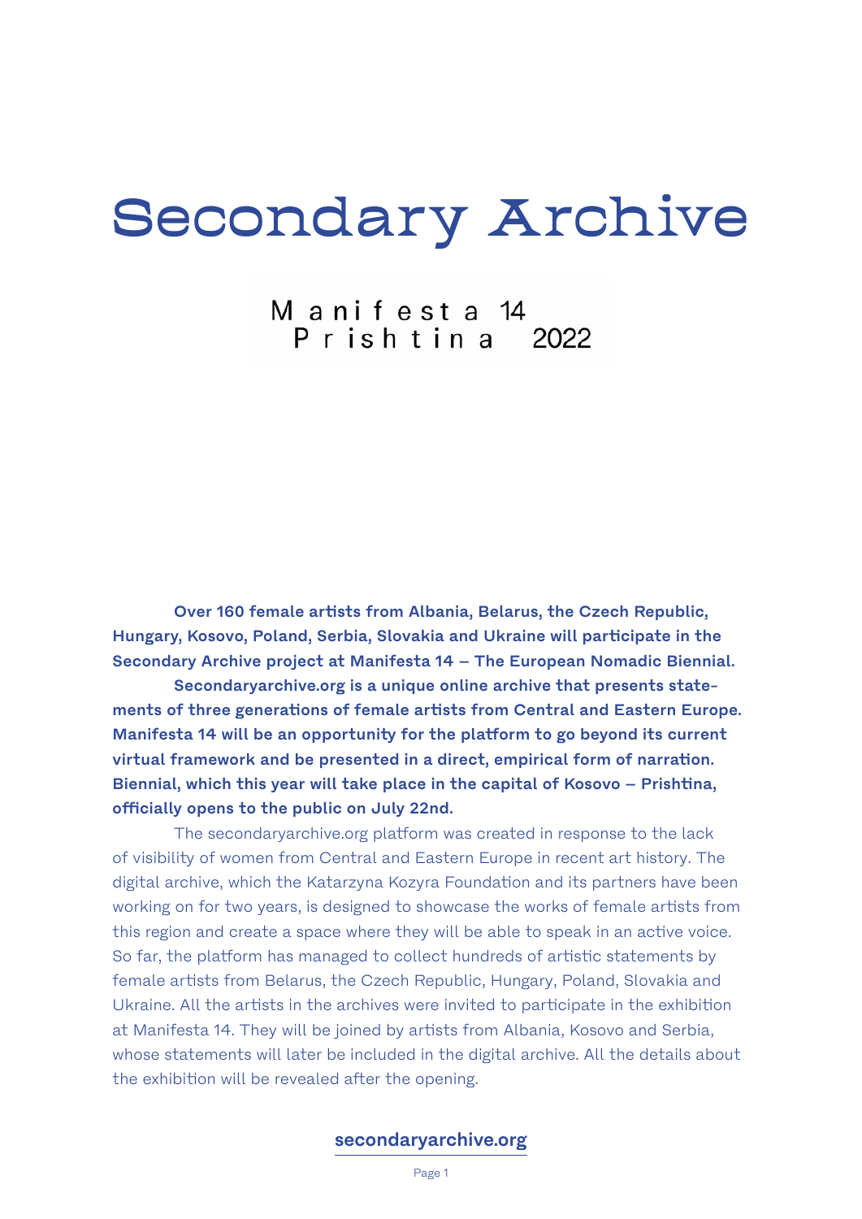# Secondary Archive

Manifesta 14
Prishtina 2022

**Over 160 female artists from Albania, Belarus, the Czech Republic, Hungary, Kosovo, Poland, Serbia, Slovakia and Ukraine will participate in the Secondary Archive project at Manifesta 14 – The European Nomadic Biennial.**

**Secondaryarchive.org is a unique online archive that presents statements of three generations of female artists from Central and Eastern Europe. Manifesta 14 will be an opportunity for the platform to go beyond its current virtual framework and be presented in a direct, empirical form of narration. Biennial, which this year will take place in the capital of Kosovo – Prishtina, officially opens to the public on July 22nd.**

The secondaryarchive.org platform was created in response to the lack of visibility of women from Central and Eastern Europe in recent art history. The digital archive, which the Katarzyna Kozyra Foundation and its partners have been working on for two years, is designed to showcase the works of female artists from this region and create a space where they will be able to speak in an active voice. So far, the platform has managed to collect hundreds of artistic statements by female artists from Belarus, the Czech Republic, Hungary, Poland, Slovakia and Ukraine. All the artists in the archives were invited to participate in the exhibition at Manifesta 14. They will be joined by artists from Albania, Kosovo and Serbia, whose statements will later be included in the digital archive. All the details about the exhibition will be revealed after the opening.

**secondaryarchive.org**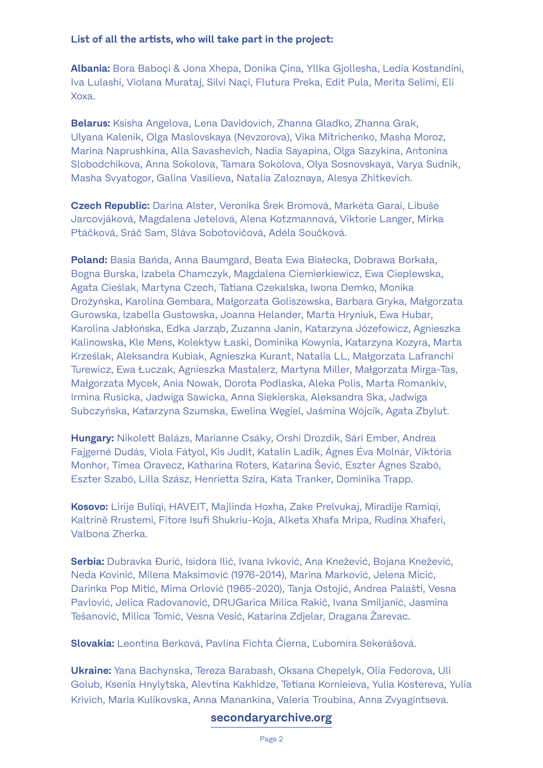**List of all the artists, who will take part in the project:**

**Albania:** Bora Baboçi & Jona Xhepa, Donika Çina, Yllka Gjollesha, Ledia Kostandini, Iva Lulashi, Violana Murataj, Silvi Naçi, Flutura Preka, Edit Pula, Merita Selimi, Eli Xoxa.

**Belarus:** Ksisha Angelova, Lena Davidovich, Zhanna Gladko, Zhanna Grak, Ulyana Kalenik, Olga Maslovskaya (Nevzorova), Vika Mitrichenko, Masha Moroz, Marina Naprushkina, Alla Savashevich, Nadia Sayapina, Olga Sazykina, Antonina Slobodchikova, Anna Sokolova, Tamara Sokolova, Olya Sosnovskaya, Varya Sudnik, Masha Svyatogor, Galina Vasilieva, Natalia Zaloznaya, Alesya Zhitkevich.

**Czech Republic:** Darina Alster, Veronika Šrek Bromová, Markéta Garai, Libuše Jarcovjáková, Magdalena Jetelová, Alena Kotzmannová, Viktorie Langer, Mirka Ptáčková, Sráč Sam, Sláva Sobotovičová, Adéla Součková.

**Poland:** Basia Bańda, Anna Baumgard, Beata Ewa Białecka, Dobrawa Borkała, Bogna Burska, Izabela Chamczyk, Magdalena Ciemierkiewicz, Ewa Cieplewska, Agata Cieślak, Martyna Czech, Tatiana Czekalska, Iwona Demko, Monika Drożyńska, Karolina Gembara, Małgorzata Goliszewska, Barbara Gryka, Małgorzata Gurowska, Izabella Gustowska, Joanna Helander, Marta Hryniuk, Ewa Hubar, Karolina Jabłońska, Edka Jarząb, Zuzanna Janin, Katarzyna Józefowicz, Agnieszka Kalinowska, Kle Mens, Kolektyw Łaski, Dominika Kowynia, Katarzyna Kozyra, Marta Krześlak, Aleksandra Kubiak, Agnieszka Kurant, Natalia LL, Małgorzata Lafranchi Turewicz, Ewa Łuczak, Agnieszka Mastalerz, Martyna Miller, Małgorzata Mirga-Tas, Małgorzata Mycek, Ania Nowak, Dorota Podlaska, Aleka Polis, Marta Romankiv, Irmina Rusicka, Jadwiga Sawicka, Anna Siekierska, Aleksandra Ska, Jadwiga Subczyńska, Katarzyna Szumska, Ewelina Węgiel, Jaśmina Wójcik, Agata Zbylut.

**Hungary:** Nikolett Balázs, Marianne Csáky, Orshi Drozdik, Sári Ember, Andrea Fajgerné Dudás, Viola Fátyol, Kis Judit, Katalin Ladik, Ágnes Éva Molnár, Viktória Monhor, Tímea Oravecz, Katharina Roters, Katarina Šević, Eszter Ágnes Szabó, Eszter Szabó, Lilla Szász, Henrietta Szira, Kata Tranker, Dominika Trapp.

**Kosovo:** Lirije Buliqi, HAVEIT, Majlinda Hoxha, Zake Prelvukaj, Miradije Ramiqi, Kaltrinë Rrustemi, Fitore Isufi Shukriu-Koja, Alketa Xhafa Mripa, Rudina Xhaferi, Valbona Zherka.

**Serbia:** Dubravka Đurić, Isidora Ilić, Ivana Ivković, Ana Knežević, Bojana Knežević, Neda Kovinić, Milena Maksimović (1976-2014), Marina Marković, Jelena Micić, Darinka Pop Mitić, Mima Orlović (1965-2020), Tanja Ostojić, Andrea Palašti, Vesna Pavlović, Jelica Radovanović, DRUGarica Milica Rakič, Ivana Smiljanić, Jasmina Tešanović, Milica Tomić, Vesna Vesić, Katarina Zdjelar, Dragana Žarevac.

**Slovakia:** Leontína Berková, Pavlína Fichta Čierna, Ľubomíra Sekerášová.

**Ukraine:** Yana Bachynska, Tereza Barabash, Oksana Chepelyk, Olia Fedorova, Uli Golub, Ksenia Hnylytska, Alevtina Kakhidze, Tetiana Kornieieva, Yulia Kostereva, Yulia Krivich, Maria Kulikovska, Anna Manankina, Valeria Troubina, Anna Zvyagintseva.

secondaryarchive.org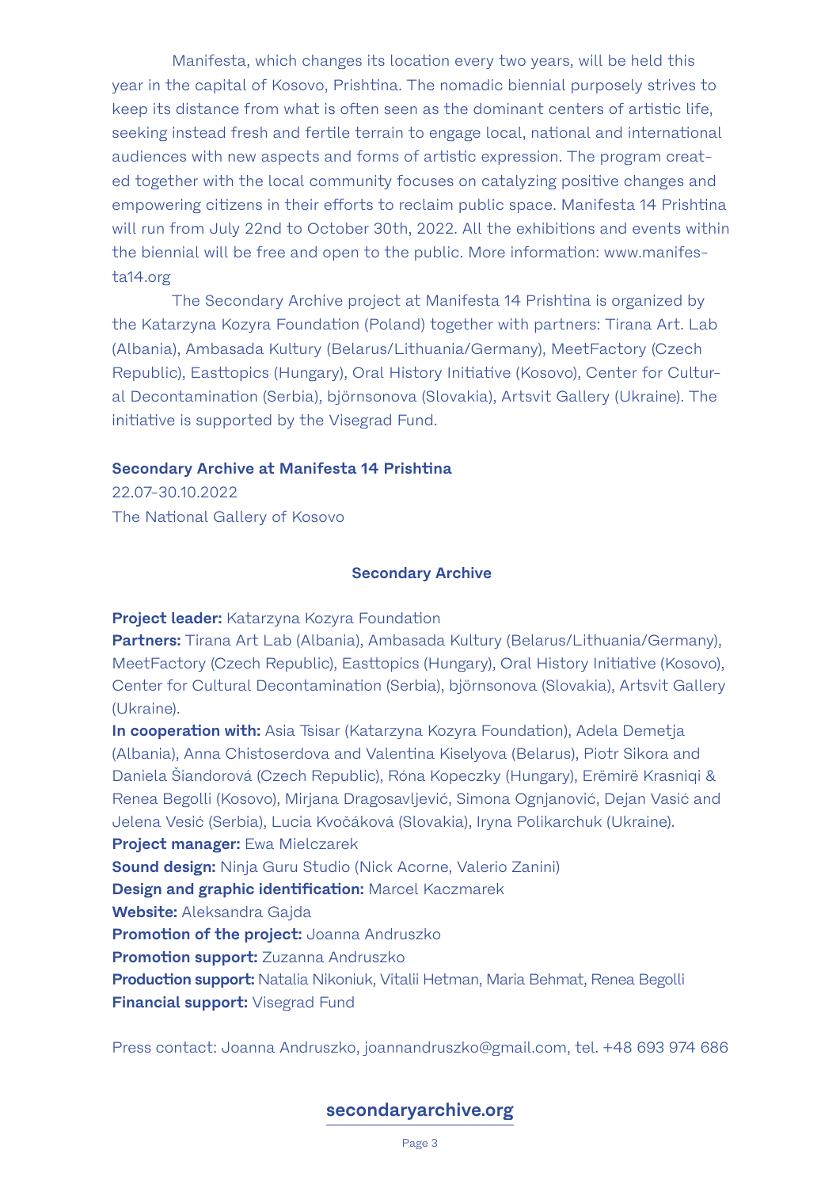Manifesta, which changes its location every two years, will be held this year in the capital of Kosovo, Prishtina. The nomadic biennial purposely strives to keep its distance from what is often seen as the dominant centers of artistic life, seeking instead fresh and fertile terrain to engage local, national and international audiences with new aspects and forms of artistic expression. The program created together with the local community focuses on catalyzing positive changes and empowering citizens in their efforts to reclaim public space. Manifesta 14 Prishtina will run from July 22nd to October 30th, 2022. All the exhibitions and events within the biennial will be free and open to the public. More information: www.manifesta14.org

The Secondary Archive project at Manifesta 14 Prishtina is organized by the Katarzyna Kozyra Foundation (Poland) together with partners: Tirana Art. Lab (Albania), Ambasada Kultury (Belarus/Lithuania/Germany), MeetFactory (Czech Republic), Easttopics (Hungary), Oral History Initiative (Kosovo), Center for Cultural Decontamination (Serbia), björnsonova (Slovakia), Artsvit Gallery (Ukraine). The initiative is supported by the Visegrad Fund.

**Secondary Archive at Manifesta 14 Prishtina**
22.07-30.10.2022
The National Gallery of Kosovo

## Secondary Archive

**Project leader:** Katarzyna Kozyra Foundation
**Partners:** Tirana Art Lab (Albania), Ambasada Kultury (Belarus/Lithuania/Germany), MeetFactory (Czech Republic), Easttopics (Hungary), Oral History Initiative (Kosovo), Center for Cultural Decontamination (Serbia), björnsonova (Slovakia), Artsvit Gallery (Ukraine).
**In cooperation with:** Asia Tsisar (Katarzyna Kozyra Foundation), Adela Demetja (Albania), Anna Chistoserdova and Valentina Kiselyova (Belarus), Piotr Sikora and Daniela Šiandorová (Czech Republic), Róna Kopeczky (Hungary), Erëmirë Krasniqi & Renea Begolli (Kosovo), Mirjana Dragosavljević, Simona Ognjanović, Dejan Vasić and Jelena Vesić (Serbia), Lucia Kvočáková (Slovakia), Iryna Polikarchuk (Ukraine).
**Project manager:** Ewa Mielczarek
**Sound design:** Ninja Guru Studio (Nick Acorne, Valerio Zanini)
**Design and graphic identification:** Marcel Kaczmarek
**Website:** Aleksandra Gajda
**Promotion of the project:** Joanna Andruszko
**Promotion support:** Zuzanna Andruszko
**Production support:** Natalia Nikoniuk, Vitalii Hetman, Maria Behmat, Renea Begolli
**Financial support:** Visegrad Fund

Press contact: Joanna Andruszko, joannandruszko@gmail.com, tel. +48 693 974 686

secondaryarchive.org